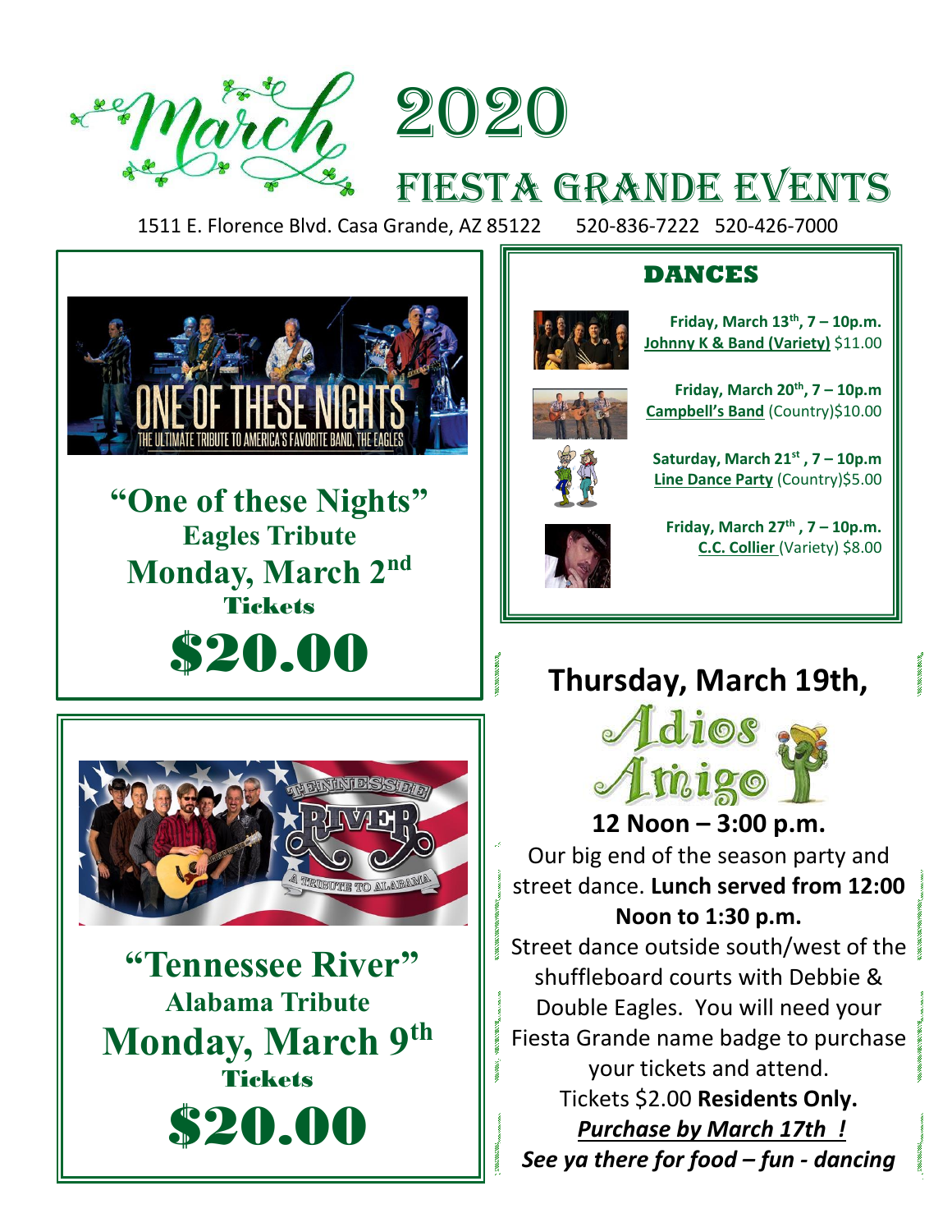# March 2020

## Fiesta Grande Events

1511 E. Florence Blvd. Casa Grande, AZ 85122    520-836-7222  520-426-7000

### "One of these Nights"

**Eagles Tribute**

**Monday, March 2nd**

**Tickets**

**$20.00**

### "Tennessee River"

**Alabama Tribute**

**Monday, March 9th**

**Tickets**

**$20.00**

### DANCES

**Friday, March 13th, 7 – 10p.m.**
**Johnny K & Band (Variety)** $11.00

**Friday, March 20th, 7 – 10p.m**
**Campbell's Band** (Country)$10.00

**Saturday, March 21st , 7 – 10p.m**
**Line Dance Party** (Country)$5.00

**Friday, March 27th , 7 – 10p.m.**
**C.C. Collier** (Variety) $8.00

### Thursday, March 19th,

## Adios Amigo

**12 Noon – 3:00 p.m.**

Our big end of the season party and street dance. **Lunch served from 12:00 Noon to 1:30 p.m.**

Street dance outside south/west of the shuffleboard courts with Debbie & Double Eagles. You will need your Fiesta Grande name badge to purchase your tickets and attend.

Tickets $2.00 **Residents Only.**

***Purchase by March 17th !***

***See ya there for food – fun - dancing***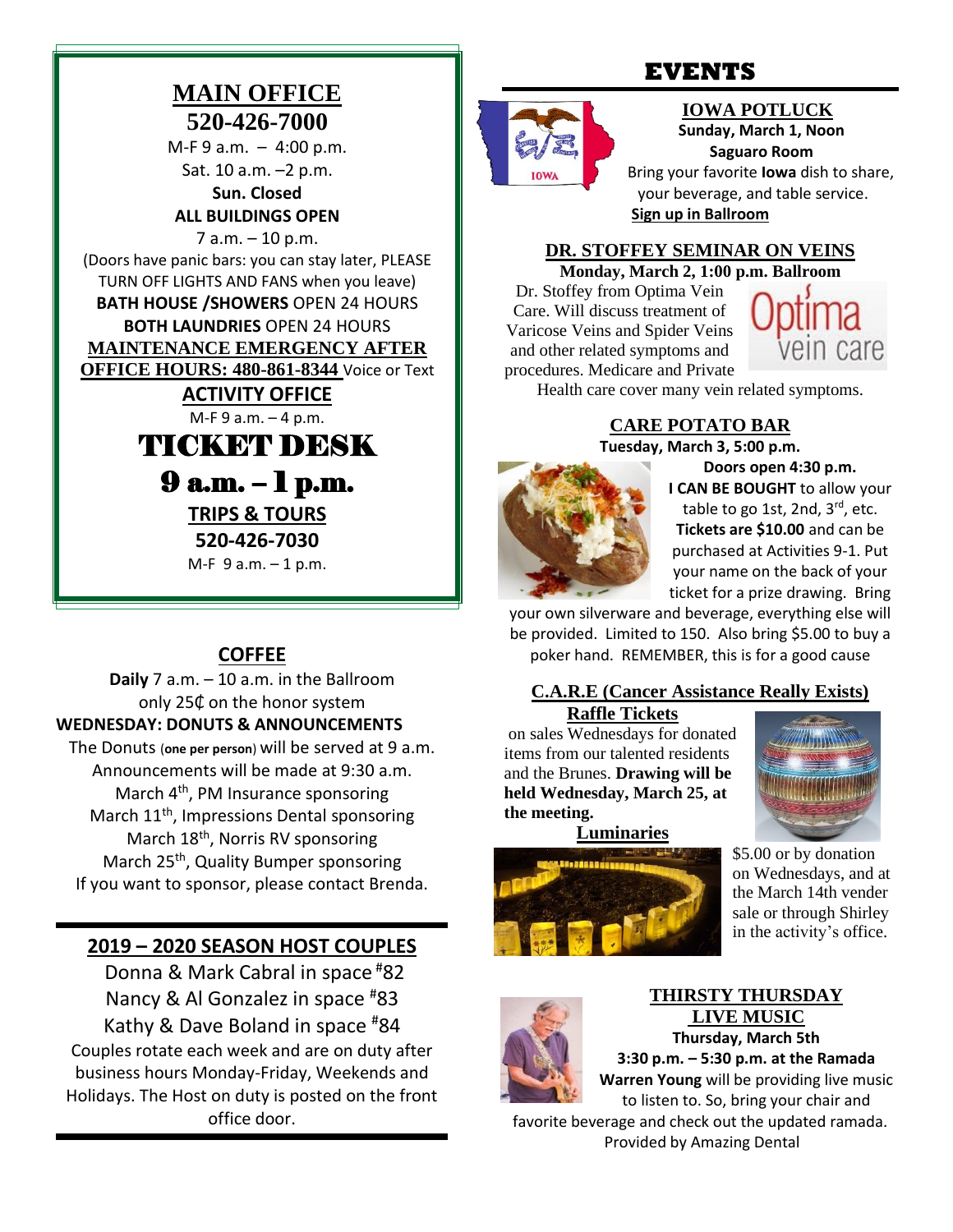## MAIN OFFICE

**520-426-7000**

M-F 9 a.m. – 4:00 p.m.
Sat. 10 a.m. –2 p.m.
**Sun. Closed**

**ALL BUILDINGS OPEN**
7 a.m. – 10 p.m.
(Doors have panic bars: you can stay later, PLEASE TURN OFF LIGHTS AND FANS when you leave)

**BATH HOUSE /SHOWERS** OPEN 24 HOURS

**BOTH LAUNDRIES** OPEN 24 HOURS

**MAINTENANCE EMERGENCY AFTER OFFICE HOURS: 480-861-8344** Voice or Text

**ACTIVITY OFFICE**
M-F 9 a.m. – 4 p.m.

## TICKET DESK

**9 a.m. – 1 p.m.**

**TRIPS & TOURS**
**520-426-7030**
M-F 9 a.m. – 1 p.m.

## COFFEE

**Daily** 7 a.m. – 10 a.m. in the Ballroom only 25₵ on the honor system

**WEDNESDAY: DONUTS & ANNOUNCEMENTS**

The Donuts (**one per person**) will be served at 9 a.m. Announcements will be made at 9:30 a.m.
March 4th, PM Insurance sponsoring
March 11th, Impressions Dental sponsoring
March 18th, Norris RV sponsoring
March 25th, Quality Bumper sponsoring
If you want to sponsor, please contact Brenda.

## 2019 – 2020 SEASON HOST COUPLES

Donna & Mark Cabral in space #82
Nancy & Al Gonzalez in space #83
Kathy & Dave Boland in space #84

Couples rotate each week and are on duty after business hours Monday-Friday, Weekends and Holidays. The Host on duty is posted on the front office door.

# EVENTS

### IOWA POTLUCK

**Sunday, March 1, Noon**
**Saguaro Room**
Bring your favorite **Iowa** dish to share, your beverage, and table service.
**Sign up in Ballroom**

### DR. STOFFEY SEMINAR ON VEINS

**Monday, March 2, 1:00 p.m. Ballroom**

Dr. Stoffey from Optima Vein Care. Will discuss treatment of Varicose Veins and Spider Veins and other related symptoms and procedures. Medicare and Private Health care cover many vein related symptoms.

### CARE POTATO BAR

**Tuesday, March 3, 5:00 p.m.**
**Doors open 4:30 p.m.**

**I CAN BE BOUGHT** to allow your table to go 1st, 2nd, 3rd, etc. **Tickets are $10.00** and can be purchased at Activities 9-1. Put your name on the back of your ticket for a prize drawing. Bring your own silverware and beverage, everything else will be provided. Limited to 150. Also bring $5.00 to buy a poker hand. REMEMBER, this is for a good cause

### C.A.R.E (Cancer Assistance Really Exists)

**Raffle Tickets**

on sales Wednesdays for donated items from our talented residents and the Brunes. **Drawing will be held Wednesday, March 25, at the meeting.**

**Luminaries**

$5.00 or by donation on Wednesdays, and at the March 14th vender sale or through Shirley in the activity's office.

### THIRSTY THURSDAY LIVE MUSIC

**Thursday, March 5th**
**3:30 p.m. – 5:30 p.m. at the Ramada**

**Warren Young** will be providing live music to listen to. So, bring your chair and favorite beverage and check out the updated ramada.
Provided by Amazing Dental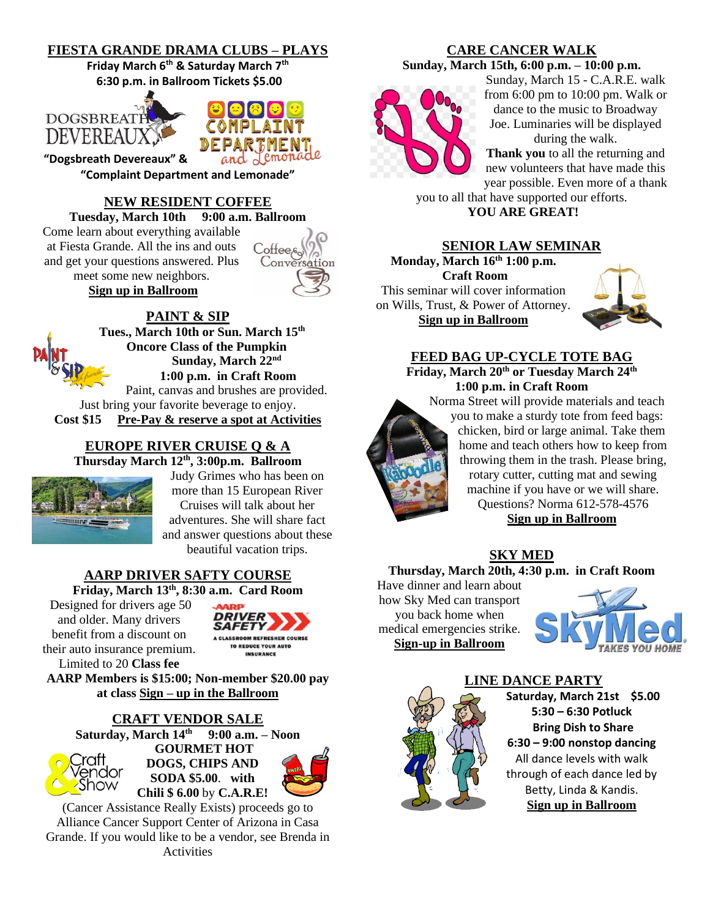## FIESTA GRANDE DRAMA CLUBS – PLAYS

**Friday March 6th & Saturday March 7th**
**6:30 p.m. in Ballroom Tickets $5.00**

**"Dogsbreath Devereaux" & "Complaint Department and Lemonade"**

## NEW RESIDENT COFFEE

**Tuesday, March 10th 9:00 a.m. Ballroom**

Come learn about everything available at Fiesta Grande. All the ins and outs and get your questions answered. Plus meet some new neighbors.

**Sign up in Ballroom**

## PAINT & SIP

**Tues., March 10th or Sun. March 15th**
**Oncore Class of the Pumpkin**
**Sunday, March 22nd**
**1:00 p.m. in Craft Room**

Paint, canvas and brushes are provided. Just bring your favorite beverage to enjoy.

**Cost $15 Pre-Pay & reserve a spot at Activities**

## EUROPE RIVER CRUISE Q & A

**Thursday March 12th, 3:00p.m. Ballroom**

Judy Grimes who has been on more than 15 European River Cruises will talk about her adventures. She will share fact and answer questions about these beautiful vacation trips.

## AARP DRIVER SAFTY COURSE

**Friday, March 13th, 8:30 a.m. Card Room**

Designed for drivers age 50 and older. Many drivers benefit from a discount on their auto insurance premium. Limited to 20 **Class fee AARP Members is $15:00; Non-member $20.00 pay at class Sign – up in the Ballroom**

## CRAFT VENDOR SALE

**Saturday, March 14th 9:00 a.m. – Noon**

**GOURMET HOT DOGS, CHIPS AND SODA $5.00. with Chili $ 6.00 by C.A.R.E!**

(Cancer Assistance Really Exists) proceeds go to Alliance Cancer Support Center of Arizona in Casa Grande. If you would like to be a vendor, see Brenda in Activities

## CARE CANCER WALK

**Sunday, March 15th, 6:00 p.m. – 10:00 p.m.**

Sunday, March 15 - C.A.R.E. walk from 6:00 pm to 10:00 pm. Walk or dance to the music to Broadway Joe. Luminaries will be displayed during the walk.

**Thank you** to all the returning and new volunteers that have made this year possible. Even more of a thank you to all that have supported our efforts.

**YOU ARE GREAT!**

## SENIOR LAW SEMINAR

**Monday, March 16th 1:00 p.m.**
**Craft Room**

This seminar will cover information on Wills, Trust, & Power of Attorney.

**Sign up in Ballroom**

## FEED BAG UP-CYCLE TOTE BAG

**Friday, March 20th or Tuesday March 24th**
**1:00 p.m. in Craft Room**

Norma Street will provide materials and teach you to make a sturdy tote from feed bags: chicken, bird or large animal. Take them home and teach others how to keep from throwing them in the trash. Please bring, rotary cutter, cutting mat and sewing machine if you have or we will share. Questions? Norma 612-578-4576

**Sign up in Ballroom**

## SKY MED

**Thursday, March 20th, 4:30 p.m. in Craft Room**

Have dinner and learn about how Sky Med can transport you back home when medical emergencies strike.

**Sign-up in Ballroom**

## LINE DANCE PARTY

**Saturday, March 21st $5.00**
**5:30 – 6:30 Potluck**
**Bring Dish to Share**
**6:30 – 9:00 nonstop dancing**

All dance levels with walk through of each dance led by Betty, Linda & Kandis.

**Sign up in Ballroom**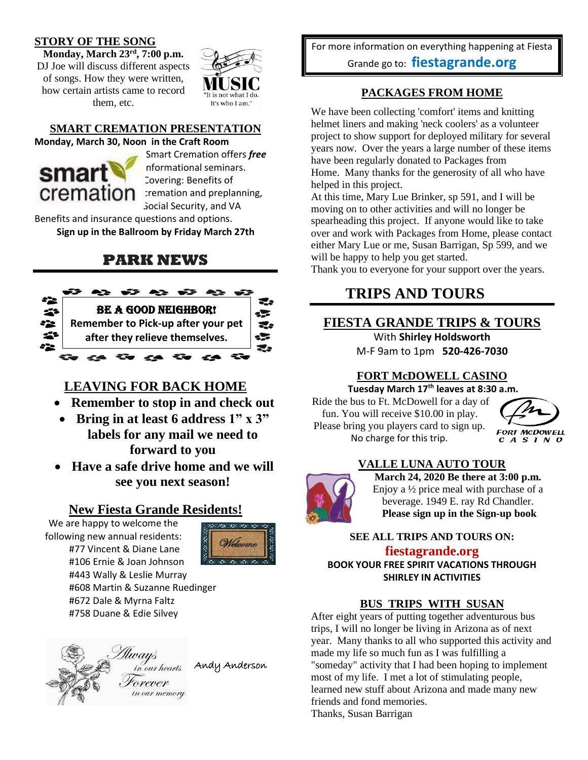## STORY OF THE SONG

**Monday, March 23rd, 7:00 p.m.**

DJ Joe will discuss different aspects of songs. How they were written, how certain artists came to record them, etc.

MUSIC
"It is not what I do. It's who I am."

## SMART CREMATION PRESENTATION

**Monday, March 30, Noon in the Craft Room**

smart cremation

Smart Cremation offers ***free*** informational seminars. Covering: Benefits of cremation and preplanning, Social Security, and VA Benefits and insurance questions and options.

**Sign up in the Ballroom by Friday March 27th**

# PARK NEWS

**BE A GOOD NEIGHBOR!**

**Remember to Pick-up after your pet after they relieve themselves.**

## LEAVING FOR BACK HOME

- **Remember to stop in and check out**
- **Bring in at least 6 address 1" x 3" labels for any mail we need to forward to you**
- **Have a safe drive home and we will see you next season!**

## New Fiesta Grande Residents!

We are happy to welcome the following new annual residents:

#77 Vincent & Diane Lane
#106 Ernie & Joan Johnson
#443 Wally & Leslie Murray
#608 Martin & Suzanne Ruedinger
#672 Dale & Myrna Faltz
#758 Duane & Edie Silvey

Always in our hearts Forever in our memory

Andy Anderson

For more information on everything happening at Fiesta Grande go to: **fiestagrande.org**

## PACKAGES FROM HOME

We have been collecting 'comfort' items and knitting helmet liners and making 'neck coolers' as a volunteer project to show support for deployed military for several years now. Over the years a large number of these items have been regularly donated to Packages from Home. Many thanks for the generosity of all who have helped in this project.

At this time, Mary Lue Brinker, sp 591, and I will be moving on to other activities and will no longer be spearheading this project. If anyone would like to take over and work with Packages from Home, please contact either Mary Lue or me, Susan Barrigan, Sp 599, and we will be happy to help you get started.

Thank you to everyone for your support over the years.

# TRIPS AND TOURS

## FIESTA GRANDE TRIPS & TOURS

With **Shirley Holdsworth**

M-F 9am to 1pm **520-426-7030**

### FORT McDOWELL CASINO

**Tuesday March 17th leaves at 8:30 a.m.**

Ride the bus to Ft. McDowell for a day of fun. You will receive $10.00 in play. Please bring you players card to sign up. No charge for this trip.

FORT MCDOWELL CASINO

### VALLE LUNA AUTO TOUR

**March 24, 2020 Be there at 3:00 p.m.**

Enjoy a ½ price meal with purchase of a beverage. 1949 E. ray Rd Chandler.

**Please sign up in the Sign-up book**

**SEE ALL TRIPS AND TOURS ON:**

**fiestagrande.org**

**BOOK YOUR FREE SPIRIT VACATIONS THROUGH SHIRLEY IN ACTIVITIES**

### BUS TRIPS WITH SUSAN

After eight years of putting together adventurous bus trips, I will no longer be living in Arizona as of next year. Many thanks to all who supported this activity and made my life so much fun as I was fulfilling a "someday" activity that I had been hoping to implement most of my life. I met a lot of stimulating people, learned new stuff about Arizona and made many new friends and fond memories.

Thanks, Susan Barrigan